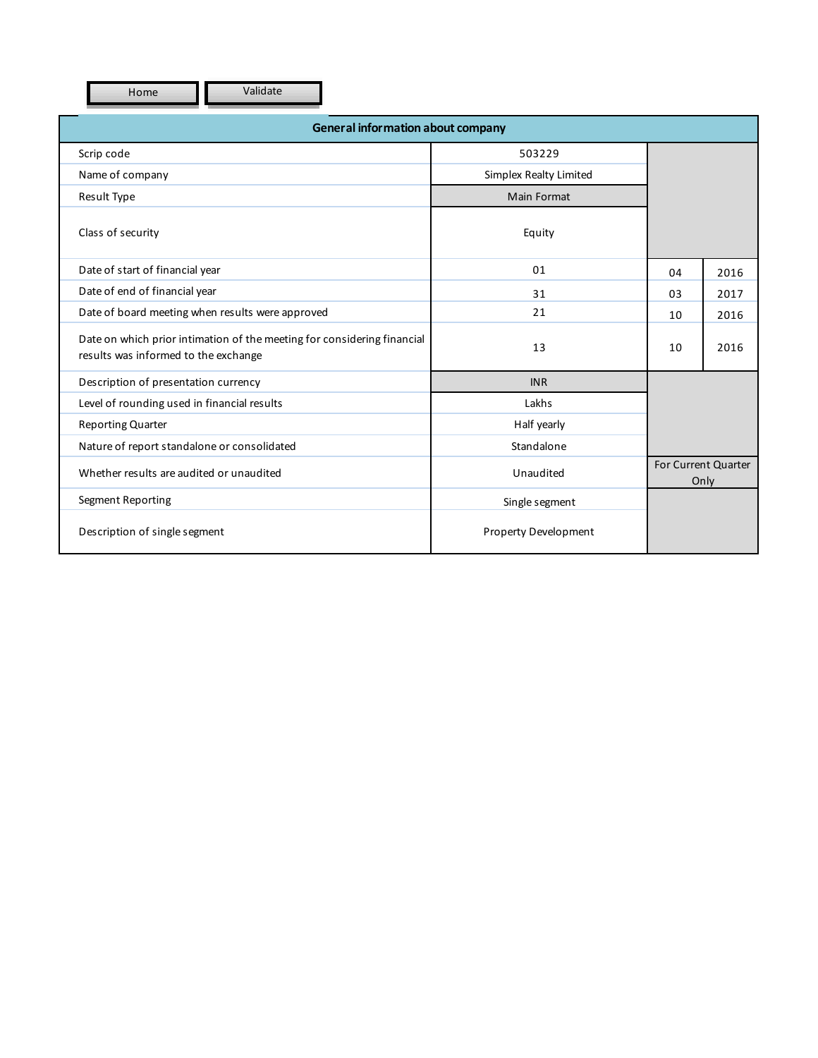Home | Validate

| General information about company | | | |
|---|---|---|---|
| Scrip code | 503229 | | |
| Name of company | Simplex Realty Limited | | |
| Result Type | Main Format | | |
| Class of security | Equity | | |
| Date of start of financial year | 01 | 04 | 2016 |
| Date of end of financial year | 31 | 03 | 2017 |
| Date of board meeting when results were approved | 21 | 10 | 2016 |
| Date on which prior intimation of the meeting for considering financial results was informed to the exchange | 13 | 10 | 2016 |
| Description of presentation currency | INR | | |
| Level of rounding used in financial results | Lakhs | | |
| Reporting Quarter | Half yearly | | |
| Nature of report standalone or consolidated | Standalone | | |
| Whether results are audited or unaudited | Unaudited | For Current Quarter Only | |
| Segment Reporting | Single segment | | |
| Description of single segment | Property Development | | |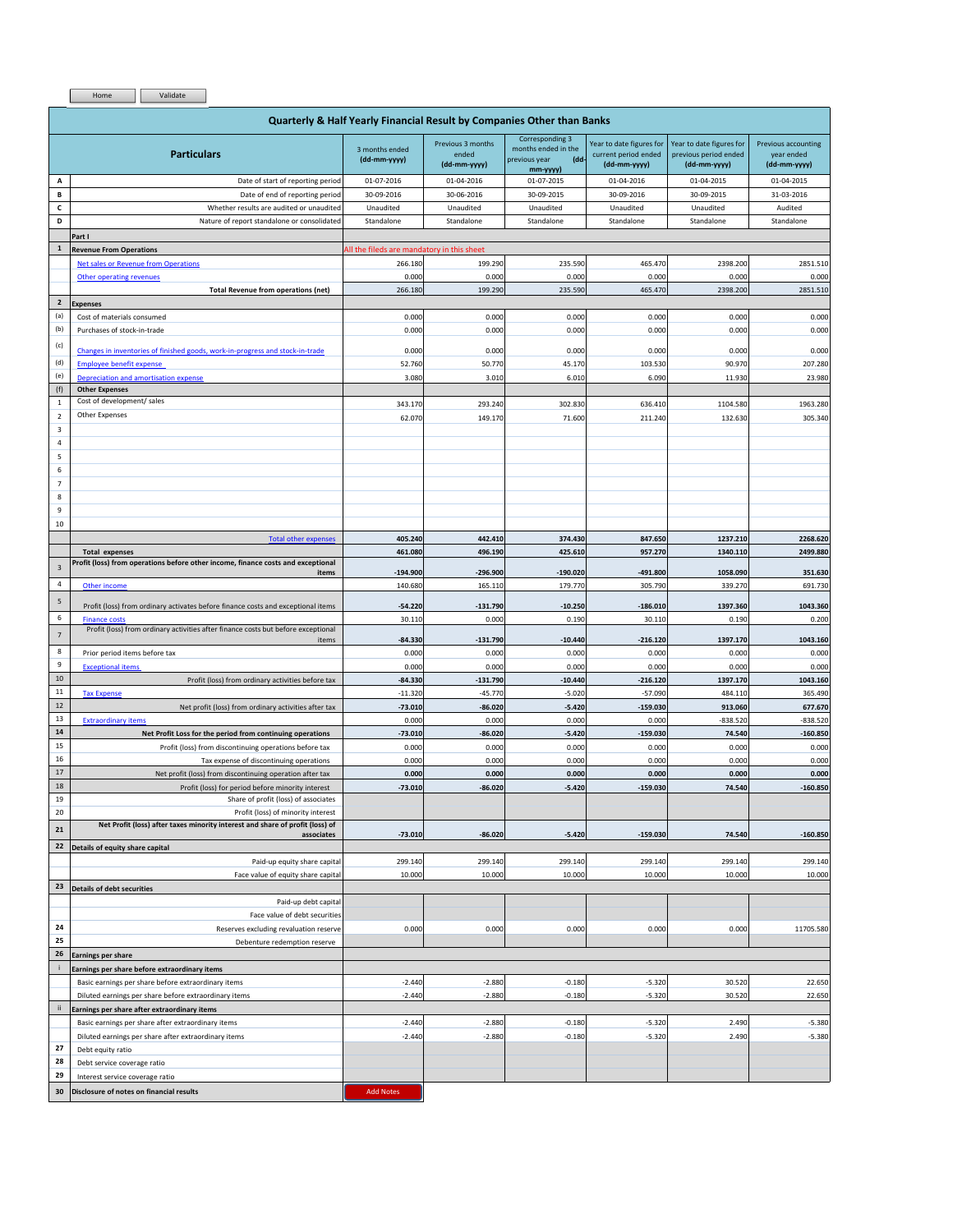Home | Validate

## Quarterly & Half Yearly Financial Result by Companies Other than Banks

| | Particulars | 3 months ended (dd-mm-yyyy) | Previous 3 months ended (dd-mm-yyyy) | Corresponding 3 months ended in the previous year (dd-mm-yyyy) | Year to date figures for current period ended (dd-mm-yyyy) | Year to date figures for previous period ended (dd-mm-yyyy) | Previous accounting year ended (dd-mm-yyyy) |
|---|---|---|---|---|---|---|---|
| A | Date of start of reporting period | 01-07-2016 | 01-04-2016 | 01-07-2015 | 01-04-2016 | 01-04-2015 | 01-04-2015 |
| B | Date of end of reporting period | 30-09-2016 | 30-06-2016 | 30-09-2015 | 30-09-2016 | 30-09-2015 | 31-03-2016 |
| C | Whether results are audited or unaudited | Unaudited | Unaudited | Unaudited | Unaudited | Unaudited | Audited |
| D | Nature of report standalone or consolidated | Standalone | Standalone | Standalone | Standalone | Standalone | Standalone |
| | **Part I** | | | | | | |
| 1 | **Revenue From Operations** | All the fileds are mandatory in this sheet | | | | | |
| | Net sales or Revenue from Operations | 266.180 | 199.290 | 235.590 | 465.470 | 2398.200 | 2851.510 |
| | Other operating revenues | 0.000 | 0.000 | 0.000 | 0.000 | 0.000 | 0.000 |
| | **Total Revenue from operations (net)** | 266.180 | 199.290 | 235.590 | 465.470 | 2398.200 | 2851.510 |
| 2 | **Expenses** | | | | | | |
| (a) | Cost of materials consumed | 0.000 | 0.000 | 0.000 | 0.000 | 0.000 | 0.000 |
| (b) | Purchases of stock-in-trade | 0.000 | 0.000 | 0.000 | 0.000 | 0.000 | 0.000 |
| (c) | Changes in inventories of finished goods, work-in-progress and stock-in-trade | 0.000 | 0.000 | 0.000 | 0.000 | 0.000 | 0.000 |
| (d) | Employee benefit expense | 52.760 | 50.770 | 45.170 | 103.530 | 90.970 | 207.280 |
| (e) | Depreciation and amortisation expense | 3.080 | 3.010 | 6.010 | 6.090 | 11.930 | 23.980 |
| (f) | **Other Expenses** | | | | | | |
| 1 | Cost of development/ sales | 343.170 | 293.240 | 302.830 | 636.410 | 1104.580 | 1963.280 |
| 2 | Other Expenses | 62.070 | 149.170 | 71.600 | 211.240 | 132.630 | 305.340 |
| 3 | | | | | | | |
| 4 | | | | | | | |
| 5 | | | | | | | |
| 6 | | | | | | | |
| 7 | | | | | | | |
| 8 | | | | | | | |
| 9 | | | | | | | |
| 10 | | | | | | | |
| | Total other expenses | **405.240** | **442.410** | **374.430** | **847.650** | **1237.210** | **2268.620** |
| | **Total expenses** | **461.080** | **496.190** | **425.610** | **957.270** | **1340.110** | **2499.880** |
| 3 | **Profit (loss) from operations before other income, finance costs and exceptional items** | **-194.900** | **-296.900** | **-190.020** | **-491.800** | **1058.090** | **351.630** |
| 4 | Other income | 140.680 | 165.110 | 179.770 | 305.790 | 339.270 | 691.730 |
| 5 | Profit (loss) from ordinary activates before finance costs and exceptional items | **-54.220** | **-131.790** | **-10.250** | **-186.010** | **1397.360** | **1043.360** |
| 6 | Finance costs | 30.110 | 0.000 | 0.190 | 30.110 | 0.190 | 0.200 |
| 7 | Profit (loss) from ordinary activities after finance costs but before exceptional items | **-84.330** | **-131.790** | **-10.440** | **-216.120** | **1397.170** | **1043.160** |
| 8 | Prior period items before tax | 0.000 | 0.000 | 0.000 | 0.000 | 0.000 | 0.000 |
| 9 | Exceptional items | 0.000 | 0.000 | 0.000 | 0.000 | 0.000 | 0.000 |
| 10 | Profit (loss) from ordinary activities before tax | **-84.330** | **-131.790** | **-10.440** | **-216.120** | **1397.170** | **1043.160** |
| 11 | Tax Expense | -11.320 | -45.770 | -5.020 | -57.090 | 484.110 | 365.490 |
| 12 | Net profit (loss) from ordinary activities after tax | **-73.010** | **-86.020** | **-5.420** | **-159.030** | **913.060** | **677.670** |
| 13 | Extraordinary items | 0.000 | 0.000 | 0.000 | 0.000 | -838.520 | -838.520 |
| 14 | **Net Profit Loss for the period from continuing operations** | **-73.010** | **-86.020** | **-5.420** | **-159.030** | **74.540** | **-160.850** |
| 15 | Profit (loss) from discontinuing operations before tax | 0.000 | 0.000 | 0.000 | 0.000 | 0.000 | 0.000 |
| 16 | Tax expense of discontinuing operations | 0.000 | 0.000 | 0.000 | 0.000 | 0.000 | 0.000 |
| 17 | Net profit (loss) from discontinuing operation after tax | **0.000** | **0.000** | **0.000** | **0.000** | **0.000** | **0.000** |
| 18 | Profit (loss) for period before minority interest | **-73.010** | **-86.020** | **-5.420** | **-159.030** | **74.540** | **-160.850** |
| 19 | Share of profit (loss) of associates | | | | | | |
| 20 | Profit (loss) of minority interest | | | | | | |
| 21 | **Net Profit (loss) after taxes minority interest and share of profit (loss) of associates** | **-73.010** | **-86.020** | **-5.420** | **-159.030** | **74.540** | **-160.850** |
| 22 | **Details of equity share capital** | | | | | | |
| | Paid-up equity share capital | 299.140 | 299.140 | 299.140 | 299.140 | 299.140 | 299.140 |
| | Face value of equity share capital | 10.000 | 10.000 | 10.000 | 10.000 | 10.000 | 10.000 |
| 23 | **Details of debt securities** | | | | | | |
| | Paid-up debt capital | | | | | | |
| | Face value of debt securities | | | | | | |
| 24 | Reserves excluding revaluation reserve | 0.000 | 0.000 | 0.000 | 0.000 | 0.000 | 11705.580 |
| 25 | Debenture redemption reserve | | | | | | |
| 26 | **Earnings per share** | | | | | | |
| i | **Earnings per share before extraordinary items** | | | | | | |
| | Basic earnings per share before extraordinary items | -2.440 | -2.880 | -0.180 | -5.320 | 30.520 | 22.650 |
| | Diluted earnings per share before extraordinary items | -2.440 | -2.880 | -0.180 | -5.320 | 30.520 | 22.650 |
| ii | **Earnings per share after extraordinary items** | | | | | | |
| | Basic earnings per share after extraordinary items | -2.440 | -2.880 | -0.180 | -5.320 | 2.490 | -5.380 |
| | Diluted earnings per share after extraordinary items | -2.440 | -2.880 | -0.180 | -5.320 | 2.490 | -5.380 |
| 27 | Debt equity ratio | | | | | | |
| 28 | Debt service coverage ratio | | | | | | |
| 29 | Interest service coverage ratio | | | | | | |
| 30 | **Disclosure of notes on financial results** | Add Notes | | | | | |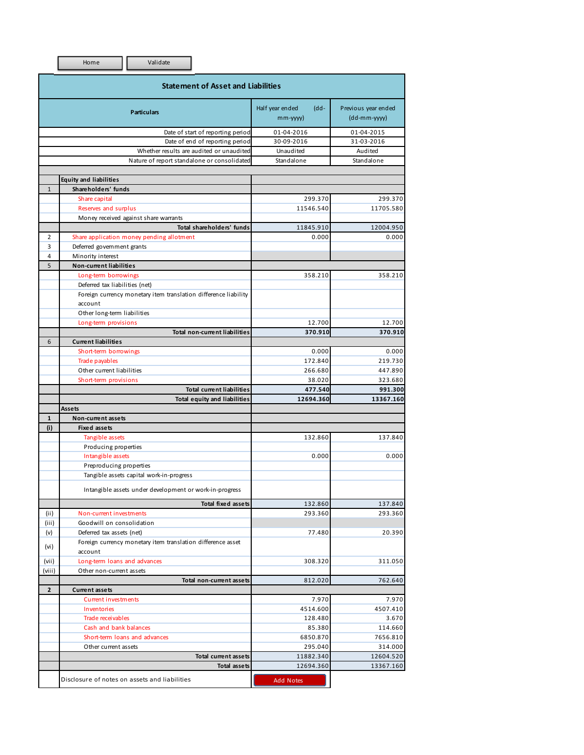Home | Validate

## Statement of Asset and Liabilities

| | Particulars | Half year ended (dd-mm-yyyy) | Previous year ended (dd-mm-yyyy) |
|---|---|---|---|
| | Date of start of reporting period | 01-04-2016 | 01-04-2015 |
| | Date of end of reporting period | 30-09-2016 | 31-03-2016 |
| | Whether results are audited or unaudited | Unaudited | Audited |
| | Nature of report standalone or consolidated | Standalone | Standalone |
| | **Equity and liabilities** | | |
| 1 | **Shareholders' funds** | | |
| | Share capital | 299.370 | 299.370 |
| | Reserves and surplus | 11546.540 | 11705.580 |
| | Money received against share warrants | | |
| | **Total shareholders' funds** | 11845.910 | 12004.950 |
| 2 | Share application money pending allotment | 0.000 | 0.000 |
| 3 | Deferred government grants | | |
| 4 | Minority interest | | |
| 5 | **Non-current liabilities** | | |
| | Long-term borrowings | 358.210 | 358.210 |
| | Deferred tax liabilities (net) | | |
| | Foreign currency monetary item translation difference liability account | | |
| | Other long-term liabilities | | |
| | Long-term provisions | 12.700 | 12.700 |
| | **Total non-current liabilities** | **370.910** | **370.910** |
| 6 | **Current liabilities** | | |
| | Short-term borrowings | 0.000 | 0.000 |
| | Trade payables | 172.840 | 219.730 |
| | Other current liabilities | 266.680 | 447.890 |
| | Short-term provisions | 38.020 | 323.680 |
| | **Total current liabilities** | **477.540** | **991.300** |
| | **Total equity and liabilities** | **12694.360** | **13367.160** |
| | **Assets** | | |
| 1 | **Non-current assets** | | |
| (i) | **Fixed assets** | | |
| | Tangible assets | 132.860 | 137.840 |
| | Producing properties | | |
| | Intangible assets | 0.000 | 0.000 |
| | Preproducing properties | | |
| | Tangible assets capital work-in-progress | | |
| | Intangible assets under development or work-in-progress | | |
| | **Total fixed assets** | 132.860 | 137.840 |
| (ii) | Non-current investments | 293.360 | 293.360 |
| (iii) | Goodwill on consolidation | | |
| (v) | Deferred tax assets (net) | 77.480 | 20.390 |
| (vi) | Foreign currency monetary item translation difference asset account | | |
| (vii) | Long-term loans and advances | 308.320 | 311.050 |
| (viii) | Other non-current assets | | |
| | **Total non-current assets** | 812.020 | 762.640 |
| 2 | **Current assets** | | |
| | Current investments | 7.970 | 7.970 |
| | Inventories | 4514.600 | 4507.410 |
| | Trade receivables | 128.480 | 3.670 |
| | Cash and bank balances | 85.380 | 114.660 |
| | Short-term loans and advances | 6850.870 | 7656.810 |
| | Other current assets | 295.040 | 314.000 |
| | **Total current assets** | 11882.340 | 12604.520 |
| | **Total assets** | 12694.360 | 13367.160 |
| | Disclosure of notes on assets and liabilities | Add Notes | |